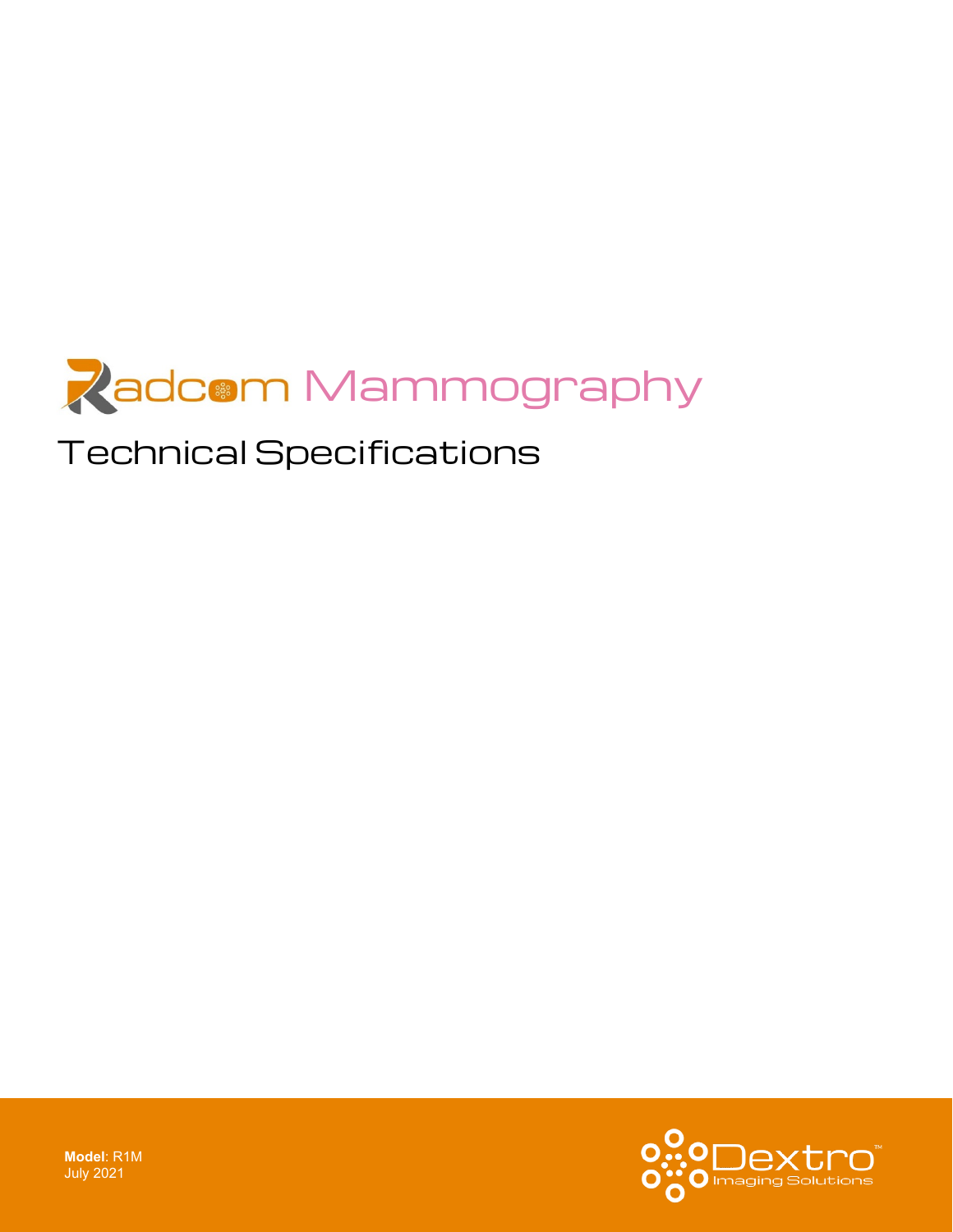# Radcom Mammography

## Technical Specifications

**Model**: R1M
July 2021

Dextro™
Imaging Solutions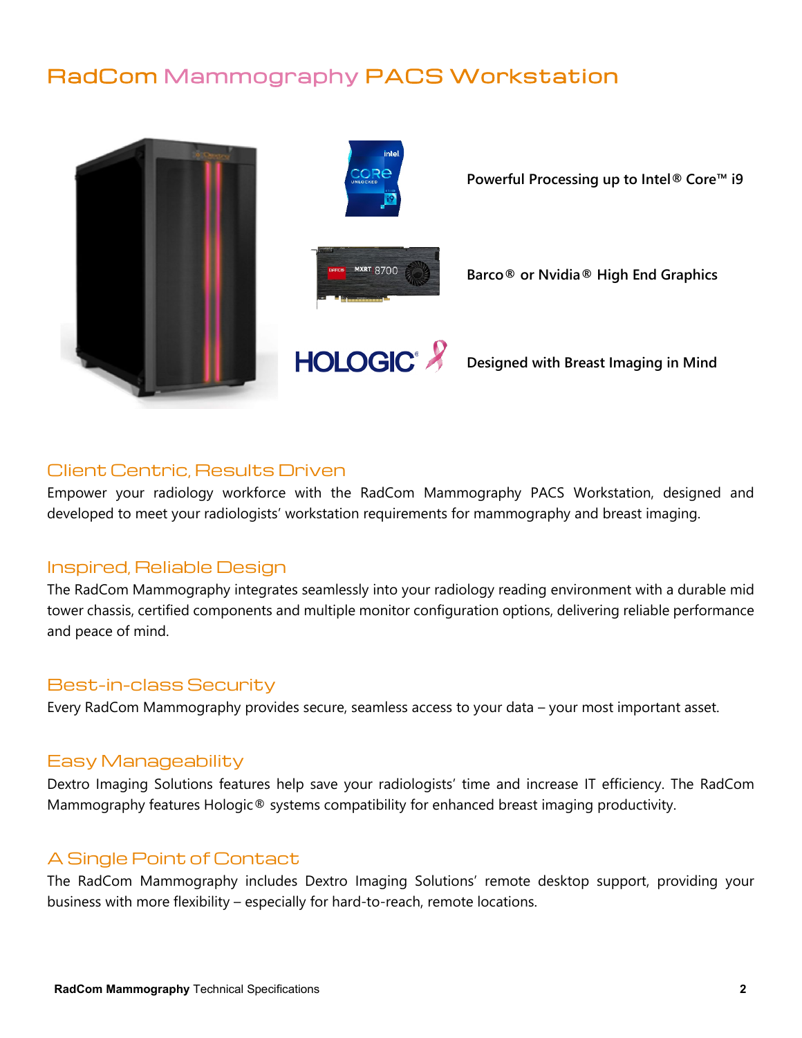# RadCom Mammography PACS Workstation

**Powerful Processing up to Intel® Core™ i9**

**Barco® or Nvidia® High End Graphics**

**Designed with Breast Imaging in Mind**

## Client Centric, Results Driven

Empower your radiology workforce with the RadCom Mammography PACS Workstation, designed and developed to meet your radiologists' workstation requirements for mammography and breast imaging.

## Inspired, Reliable Design

The RadCom Mammography integrates seamlessly into your radiology reading environment with a durable mid tower chassis, certified components and multiple monitor configuration options, delivering reliable performance and peace of mind.

## Best-in-class Security

Every RadCom Mammography provides secure, seamless access to your data – your most important asset.

## Easy Manageability

Dextro Imaging Solutions features help save your radiologists' time and increase IT efficiency. The RadCom Mammography features Hologic® systems compatibility for enhanced breast imaging productivity.

## A Single Point of Contact

The RadCom Mammography includes Dextro Imaging Solutions' remote desktop support, providing your business with more flexibility – especially for hard-to-reach, remote locations.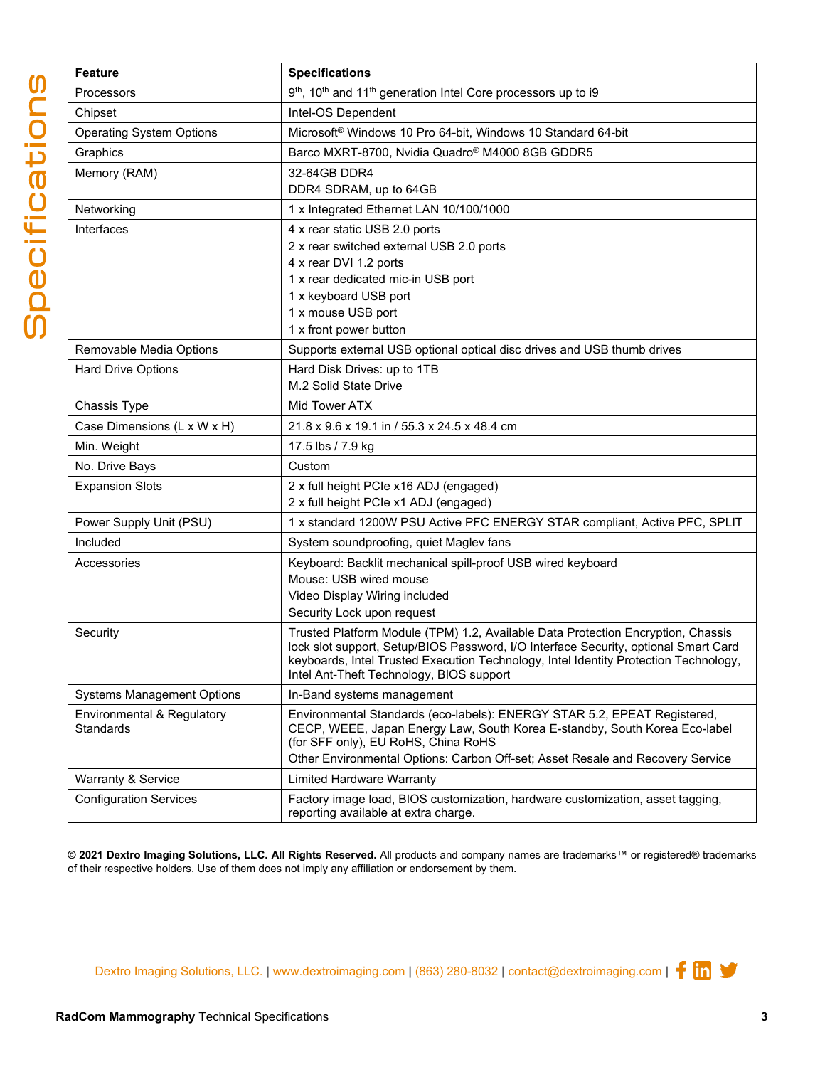# Specifications

| Feature | Specifications |
|---|---|
| Processors | 9th, 10th and 11th generation Intel Core processors up to i9 |
| Chipset | Intel-OS Dependent |
| Operating System Options | Microsoft® Windows 10 Pro 64-bit, Windows 10 Standard 64-bit |
| Graphics | Barco MXRT-8700, Nvidia Quadro® M4000 8GB GDDR5 |
| Memory (RAM) | 32-64GB DDR4<br>DDR4 SDRAM, up to 64GB |
| Networking | 1 x Integrated Ethernet LAN 10/100/1000 |
| Interfaces | 4 x rear static USB 2.0 ports<br>2 x rear switched external USB 2.0 ports<br>4 x rear DVI 1.2 ports<br>1 x rear dedicated mic-in USB port<br>1 x keyboard USB port<br>1 x mouse USB port<br>1 x front power button |
| Removable Media Options | Supports external USB optional optical disc drives and USB thumb drives |
| Hard Drive Options | Hard Disk Drives: up to 1TB<br>M.2 Solid State Drive |
| Chassis Type | Mid Tower ATX |
| Case Dimensions (L x W x H) | 21.8 x 9.6 x 19.1 in / 55.3 x 24.5 x 48.4 cm |
| Min. Weight | 17.5 lbs / 7.9 kg |
| No. Drive Bays | Custom |
| Expansion Slots | 2 x full height PCIe x16 ADJ (engaged)<br>2 x full height PCIe x1 ADJ (engaged) |
| Power Supply Unit (PSU) | 1 x standard 1200W PSU Active PFC ENERGY STAR compliant, Active PFC, SPLIT |
| Included | System soundproofing, quiet Maglev fans |
| Accessories | Keyboard: Backlit mechanical spill-proof USB wired keyboard<br>Mouse: USB wired mouse<br>Video Display Wiring included<br>Security Lock upon request |
| Security | Trusted Platform Module (TPM) 1.2, Available Data Protection Encryption, Chassis lock slot support, Setup/BIOS Password, I/O Interface Security, optional Smart Card keyboards, Intel Trusted Execution Technology, Intel Identity Protection Technology, Intel Ant-Theft Technology, BIOS support |
| Systems Management Options | In-Band systems management |
| Environmental & Regulatory Standards | Environmental Standards (eco-labels): ENERGY STAR 5.2, EPEAT Registered, CECP, WEEE, Japan Energy Law, South Korea E-standby, South Korea Eco-label (for SFF only), EU RoHS, China RoHS<br>Other Environmental Options: Carbon Off-set; Asset Resale and Recovery Service |
| Warranty & Service | Limited Hardware Warranty |
| Configuration Services | Factory image load, BIOS customization, hardware customization, asset tagging, reporting available at extra charge. |

**© 2021 Dextro Imaging Solutions, LLC. All Rights Reserved.** All products and company names are trademarks™ or registered® trademarks of their respective holders. Use of them does not imply any affiliation or endorsement by them.

Dextro Imaging Solutions, LLC. | www.dextroimaging.com | (863) 280-8032 | contact@dextroimaging.com |